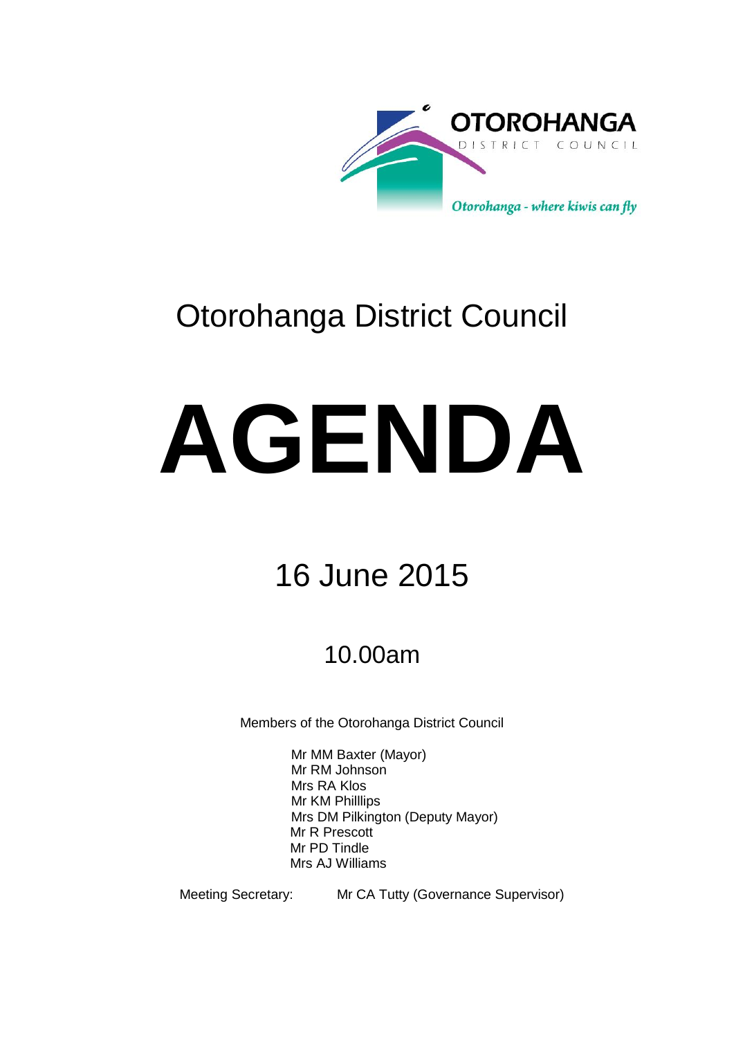OTOROHANGA

DISTRICT COUNCIL

*Otorohanga - where kiwis can fly*

# Otorohanga District Council

# AGENDA

## 16 June 2015

### 10.00am

Members of the Otorohanga District Council

Mr MM Baxter (Mayor)
Mr RM Johnson
Mrs RA Klos
Mr KM Philllips
Mrs DM Pilkington (Deputy Mayor)
Mr R Prescott
Mr PD Tindle
Mrs AJ Williams

Meeting Secretary: Mr CA Tutty (Governance Supervisor)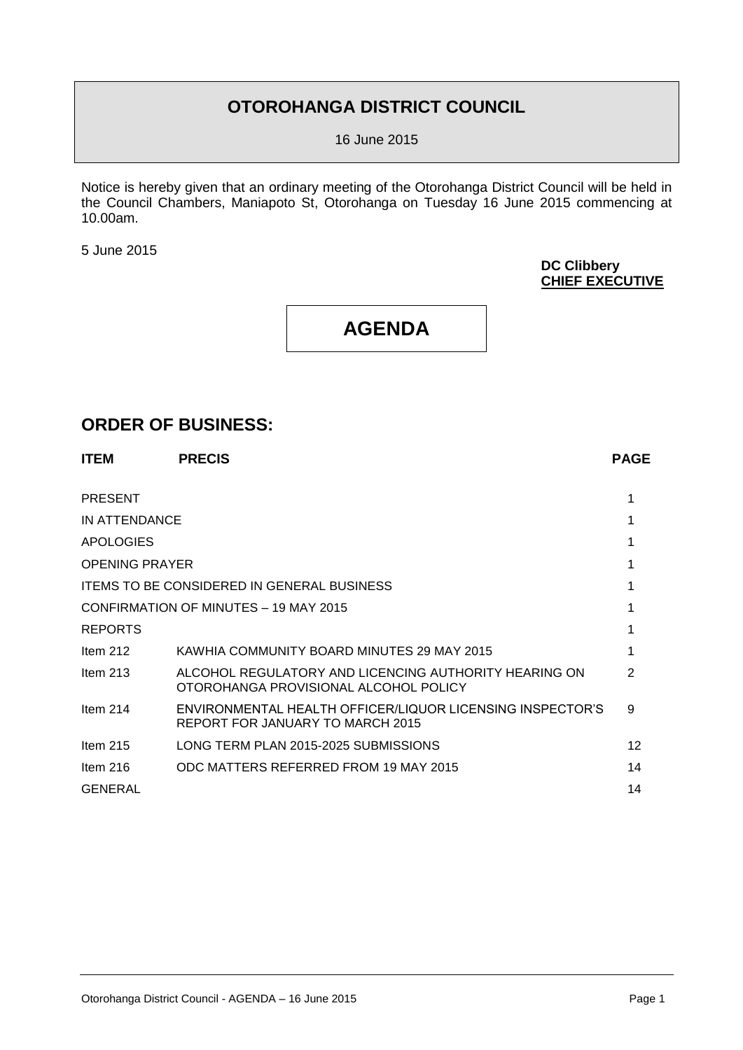# OTOROHANGA DISTRICT COUNCIL

16 June 2015

Notice is hereby given that an ordinary meeting of the Otorohanga District Council will be held in the Council Chambers, Maniapoto St, Otorohanga on Tuesday 16 June 2015 commencing at 10.00am.

5 June 2015

**DC Clibbery**
**CHIEF EXECUTIVE**

# AGENDA

## ORDER OF BUSINESS:

| ITEM | PRECIS | PAGE |
|---|---|---|
| PRESENT | | 1 |
| IN ATTENDANCE | | 1 |
| APOLOGIES | | 1 |
| OPENING PRAYER | | 1 |
| ITEMS TO BE CONSIDERED IN GENERAL BUSINESS | | 1 |
| CONFIRMATION OF MINUTES – 19 MAY 2015 | | 1 |
| REPORTS | | 1 |
| Item 212 | KAWHIA COMMUNITY BOARD MINUTES 29 MAY 2015 | 1 |
| Item 213 | ALCOHOL REGULATORY AND LICENCING AUTHORITY HEARING ON OTOROHANGA PROVISIONAL ALCOHOL POLICY | 2 |
| Item 214 | ENVIRONMENTAL HEALTH OFFICER/LIQUOR LICENSING INSPECTOR'S REPORT FOR JANUARY TO MARCH 2015 | 9 |
| Item 215 | LONG TERM PLAN 2015-2025 SUBMISSIONS | 12 |
| Item 216 | ODC MATTERS REFERRED FROM 19 MAY 2015 | 14 |
| GENERAL | | 14 |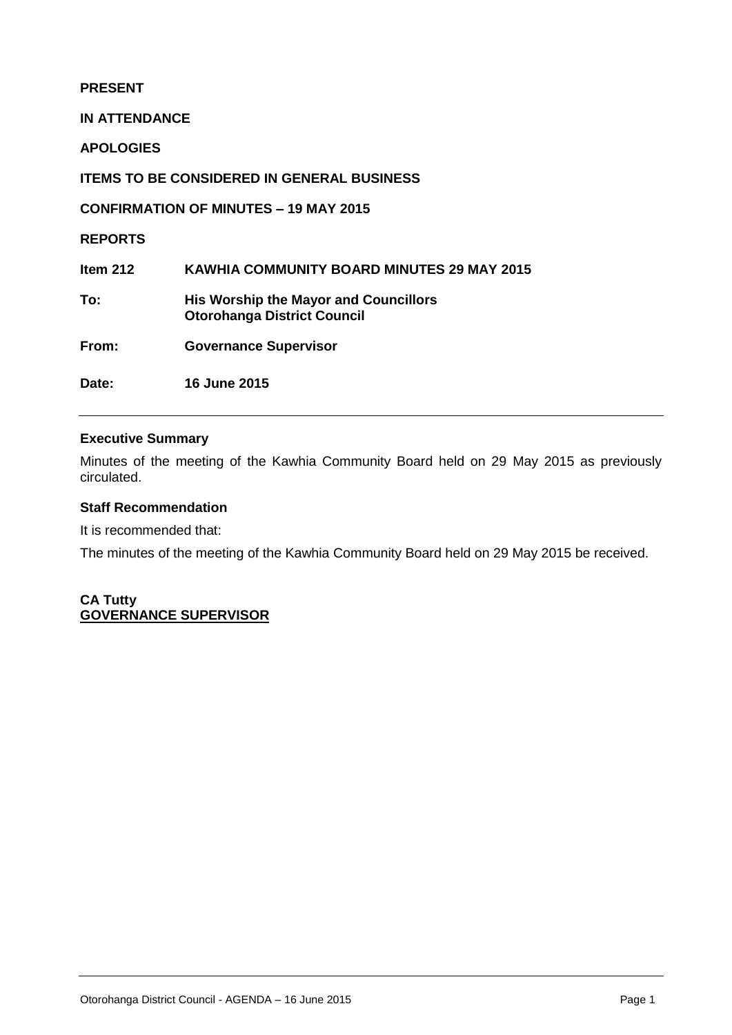**PRESENT**

**IN ATTENDANCE**

**APOLOGIES**

**ITEMS TO BE CONSIDERED IN GENERAL BUSINESS**

**CONFIRMATION OF MINUTES – 19 MAY 2015**

**REPORTS**

| | |
|---|---|
| **Item 212** | **KAWHIA COMMUNITY BOARD MINUTES 29 MAY 2015** |
| **To:** | **His Worship the Mayor and Councillors**<br>**Otorohanga District Council** |
| **From:** | **Governance Supervisor** |
| **Date:** | **16 June 2015** |

---

**Executive Summary**

Minutes of the meeting of the Kawhia Community Board held on 29 May 2015 as previously circulated.

**Staff Recommendation**

It is recommended that:

The minutes of the meeting of the Kawhia Community Board held on 29 May 2015 be received.

**CA Tutty**
**GOVERNANCE SUPERVISOR**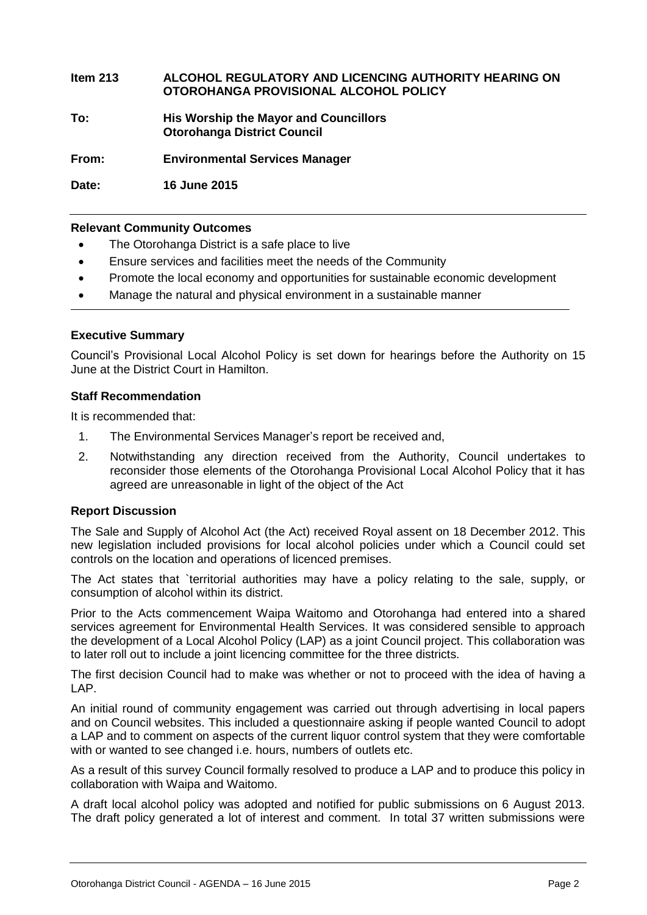**Item 213 ALCOHOL REGULATORY AND LICENCING AUTHORITY HEARING ON OTOROHANGA PROVISIONAL ALCOHOL POLICY**

**To: His Worship the Mayor and Councillors Otorohanga District Council**

**From: Environmental Services Manager**

**Date: 16 June 2015**

---

**Relevant Community Outcomes**

- The Otorohanga District is a safe place to live
- Ensure services and facilities meet the needs of the Community
- Promote the local economy and opportunities for sustainable economic development
- Manage the natural and physical environment in a sustainable manner

---

**Executive Summary**

Council's Provisional Local Alcohol Policy is set down for hearings before the Authority on 15 June at the District Court in Hamilton.

**Staff Recommendation**

It is recommended that:

1. The Environmental Services Manager's report be received and,
2. Notwithstanding any direction received from the Authority, Council undertakes to reconsider those elements of the Otorohanga Provisional Local Alcohol Policy that it has agreed are unreasonable in light of the object of the Act

**Report Discussion**

The Sale and Supply of Alcohol Act (the Act) received Royal assent on 18 December 2012. This new legislation included provisions for local alcohol policies under which a Council could set controls on the location and operations of licenced premises.

The Act states that `territorial authorities may have a policy relating to the sale, supply, or consumption of alcohol within its district.

Prior to the Acts commencement Waipa Waitomo and Otorohanga had entered into a shared services agreement for Environmental Health Services. It was considered sensible to approach the development of a Local Alcohol Policy (LAP) as a joint Council project. This collaboration was to later roll out to include a joint licencing committee for the three districts.

The first decision Council had to make was whether or not to proceed with the idea of having a LAP.

An initial round of community engagement was carried out through advertising in local papers and on Council websites. This included a questionnaire asking if people wanted Council to adopt a LAP and to comment on aspects of the current liquor control system that they were comfortable with or wanted to see changed i.e. hours, numbers of outlets etc.

As a result of this survey Council formally resolved to produce a LAP and to produce this policy in collaboration with Waipa and Waitomo.

A draft local alcohol policy was adopted and notified for public submissions on 6 August 2013. The draft policy generated a lot of interest and comment. In total 37 written submissions were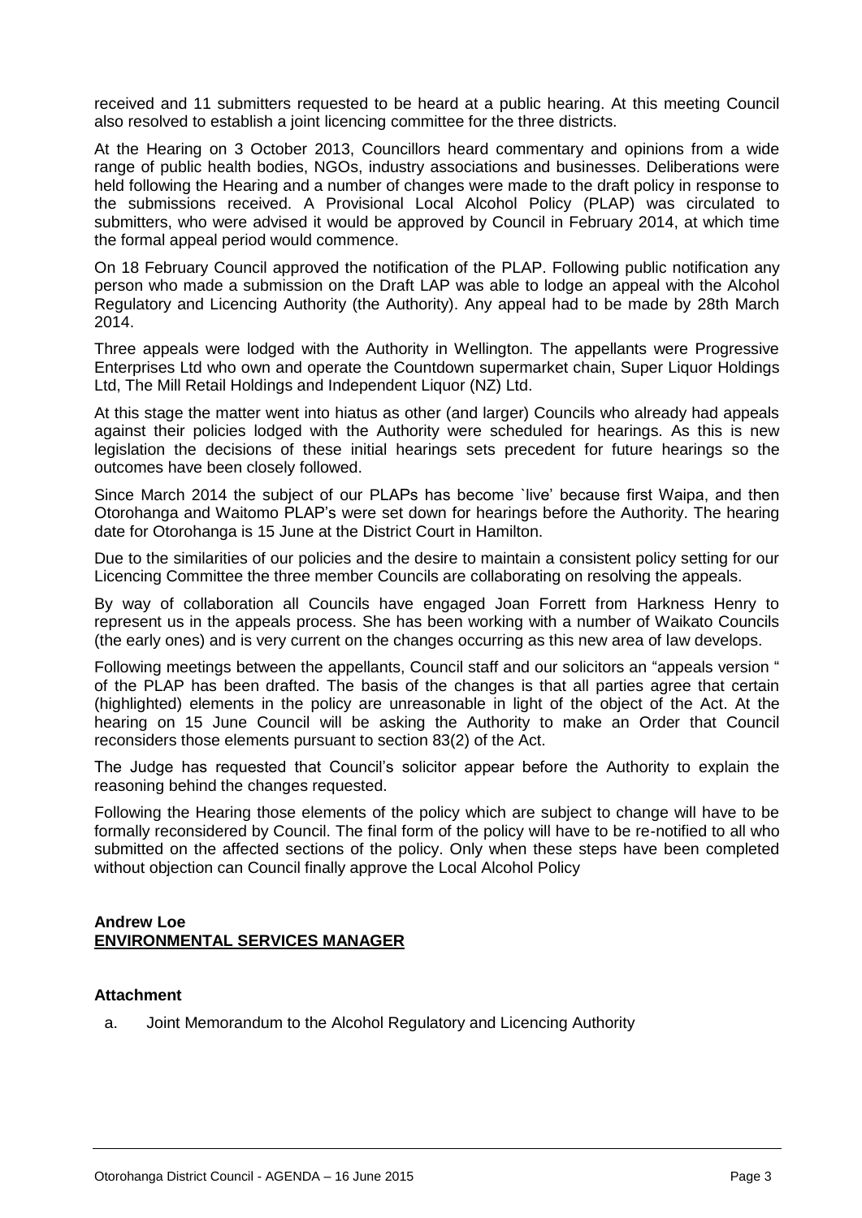received and 11 submitters requested to be heard at a public hearing. At this meeting Council also resolved to establish a joint licencing committee for the three districts.

At the Hearing on 3 October 2013, Councillors heard commentary and opinions from a wide range of public health bodies, NGOs, industry associations and businesses. Deliberations were held following the Hearing and a number of changes were made to the draft policy in response to the submissions received. A Provisional Local Alcohol Policy (PLAP) was circulated to submitters, who were advised it would be approved by Council in February 2014, at which time the formal appeal period would commence.

On 18 February Council approved the notification of the PLAP. Following public notification any person who made a submission on the Draft LAP was able to lodge an appeal with the Alcohol Regulatory and Licencing Authority (the Authority). Any appeal had to be made by 28th March 2014.

Three appeals were lodged with the Authority in Wellington. The appellants were Progressive Enterprises Ltd who own and operate the Countdown supermarket chain, Super Liquor Holdings Ltd, The Mill Retail Holdings and Independent Liquor (NZ) Ltd.

At this stage the matter went into hiatus as other (and larger) Councils who already had appeals against their policies lodged with the Authority were scheduled for hearings. As this is new legislation the decisions of these initial hearings sets precedent for future hearings so the outcomes have been closely followed.

Since March 2014 the subject of our PLAPs has become `live' because first Waipa, and then Otorohanga and Waitomo PLAP's were set down for hearings before the Authority. The hearing date for Otorohanga is 15 June at the District Court in Hamilton.

Due to the similarities of our policies and the desire to maintain a consistent policy setting for our Licencing Committee the three member Councils are collaborating on resolving the appeals.

By way of collaboration all Councils have engaged Joan Forrett from Harkness Henry to represent us in the appeals process. She has been working with a number of Waikato Councils (the early ones) and is very current on the changes occurring as this new area of law develops.

Following meetings between the appellants, Council staff and our solicitors an "appeals version " of the PLAP has been drafted. The basis of the changes is that all parties agree that certain (highlighted) elements in the policy are unreasonable in light of the object of the Act. At the hearing on 15 June Council will be asking the Authority to make an Order that Council reconsiders those elements pursuant to section 83(2) of the Act.

The Judge has requested that Council's solicitor appear before the Authority to explain the reasoning behind the changes requested.

Following the Hearing those elements of the policy which are subject to change will have to be formally reconsidered by Council. The final form of the policy will have to be re-notified to all who submitted on the affected sections of the policy. Only when these steps have been completed without objection can Council finally approve the Local Alcohol Policy

**Andrew Loe**
**ENVIRONMENTAL SERVICES MANAGER**

**Attachment**

a. Joint Memorandum to the Alcohol Regulatory and Licencing Authority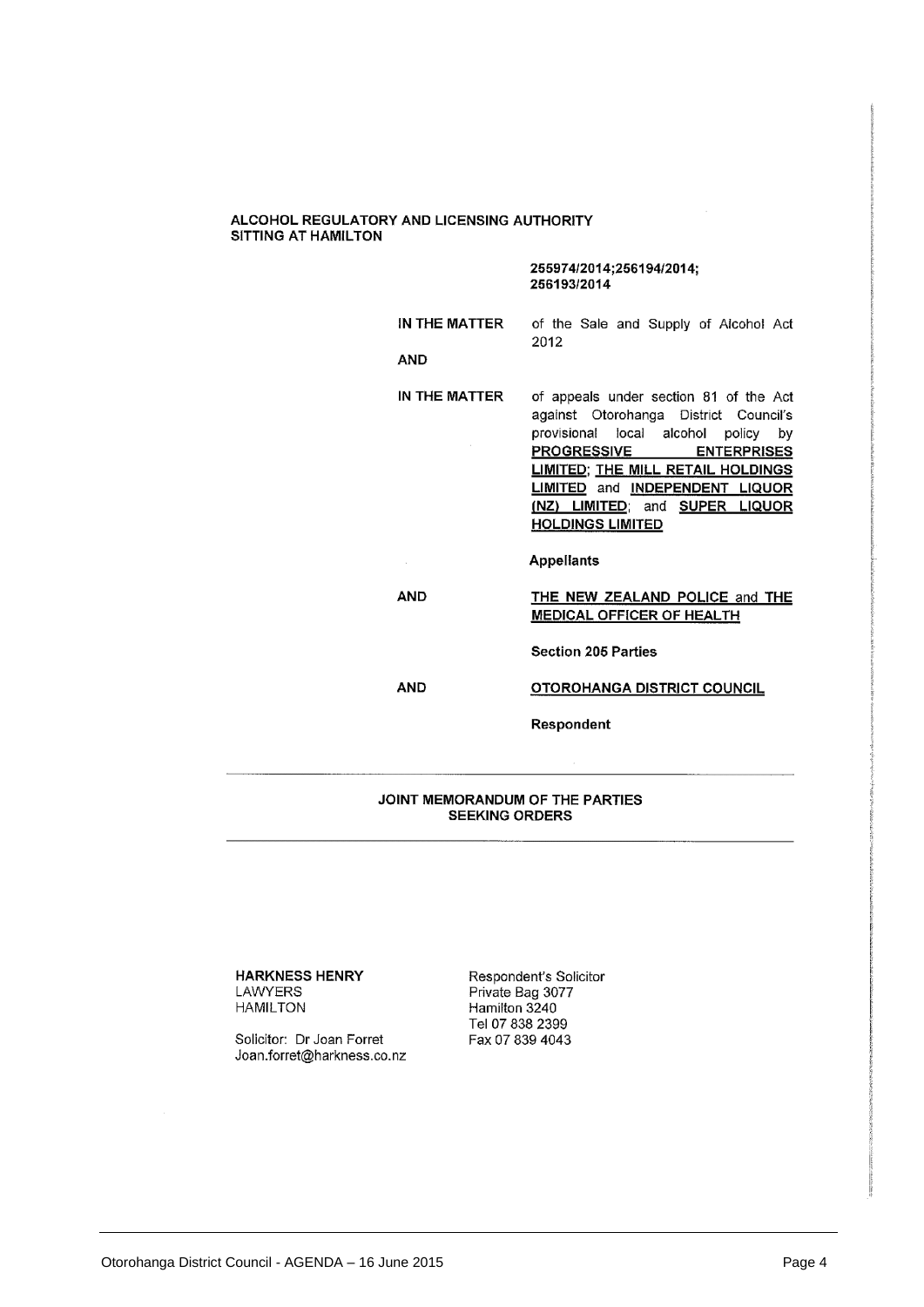**ALCOHOL REGULATORY AND LICENSING AUTHORITY**
**SITTING AT HAMILTON**

**255974/2014;256194/2014;**
**256193/2014**

**IN THE MATTER** of the Sale and Supply of Alcohol Act 2012

**AND**

**IN THE MATTER** of appeals under section 81 of the Act against Otorohanga District Council's provisional local alcohol policy by **PROGRESSIVE ENTERPRISES LIMITED**; **THE MILL RETAIL HOLDINGS LIMITED** and **INDEPENDENT LIQUOR (NZ) LIMITED**; and **SUPER LIQUOR HOLDINGS LIMITED**

**Appellants**

**AND** **THE NEW ZEALAND POLICE** and **THE MEDICAL OFFICER OF HEALTH**

**Section 205 Parties**

**AND** **OTOROHANGA DISTRICT COUNCIL**

**Respondent**

---

**JOINT MEMORANDUM OF THE PARTIES SEEKING ORDERS**

---

**HARKNESS HENRY**
LAWYERS
HAMILTON

Solicitor: Dr Joan Forret
Joan.forret@harkness.co.nz

Respondent's Solicitor
Private Bag 3077
Hamilton 3240
Tel 07 838 2399
Fax 07 839 4043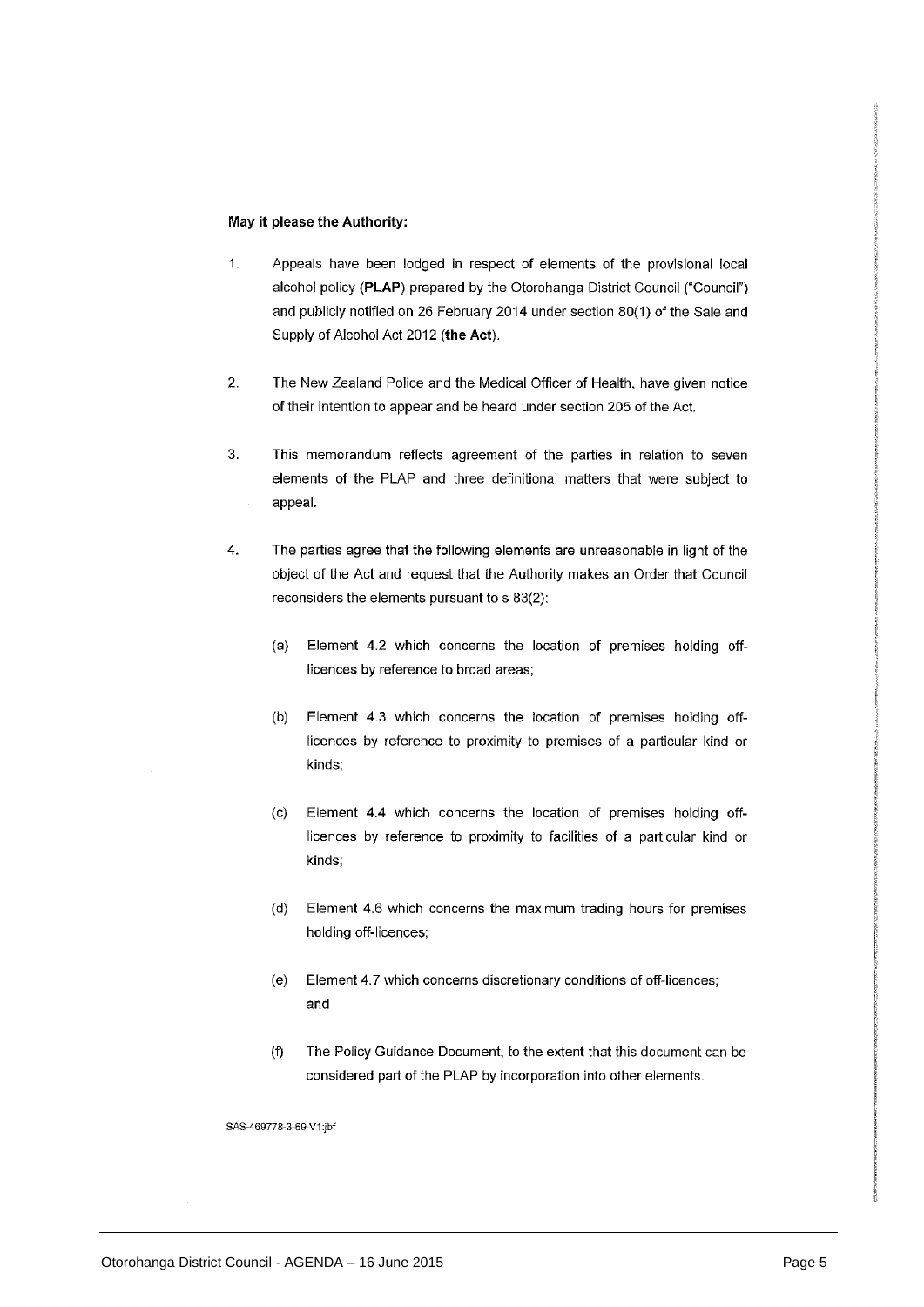**May it please the Authority:**

1. Appeals have been lodged in respect of elements of the provisional local alcohol policy (**PLAP**) prepared by the Otorohanga District Council ("Council") and publicly notified on 26 February 2014 under section 80(1) of the Sale and Supply of Alcohol Act 2012 (**the Act**).

2. The New Zealand Police and the Medical Officer of Health, have given notice of their intention to appear and be heard under section 205 of the Act.

3. This memorandum reflects agreement of the parties in relation to seven elements of the PLAP and three definitional matters that were subject to appeal.

4. The parties agree that the following elements are unreasonable in light of the object of the Act and request that the Authority makes an Order that Council reconsiders the elements pursuant to s 83(2):

   (a) Element 4.2 which concerns the location of premises holding off-licences by reference to broad areas;

   (b) Element 4.3 which concerns the location of premises holding off-licences by reference to proximity to premises of a particular kind or kinds;

   (c) Element 4.4 which concerns the location of premises holding off-licences by reference to proximity to facilities of a particular kind or kinds;

   (d) Element 4.6 which concerns the maximum trading hours for premises holding off-licences;

   (e) Element 4.7 which concerns discretionary conditions of off-licences; and

   (f) The Policy Guidance Document, to the extent that this document can be considered part of the PLAP by incorporation into other elements.

SAS-469778-3-69-V1:jbf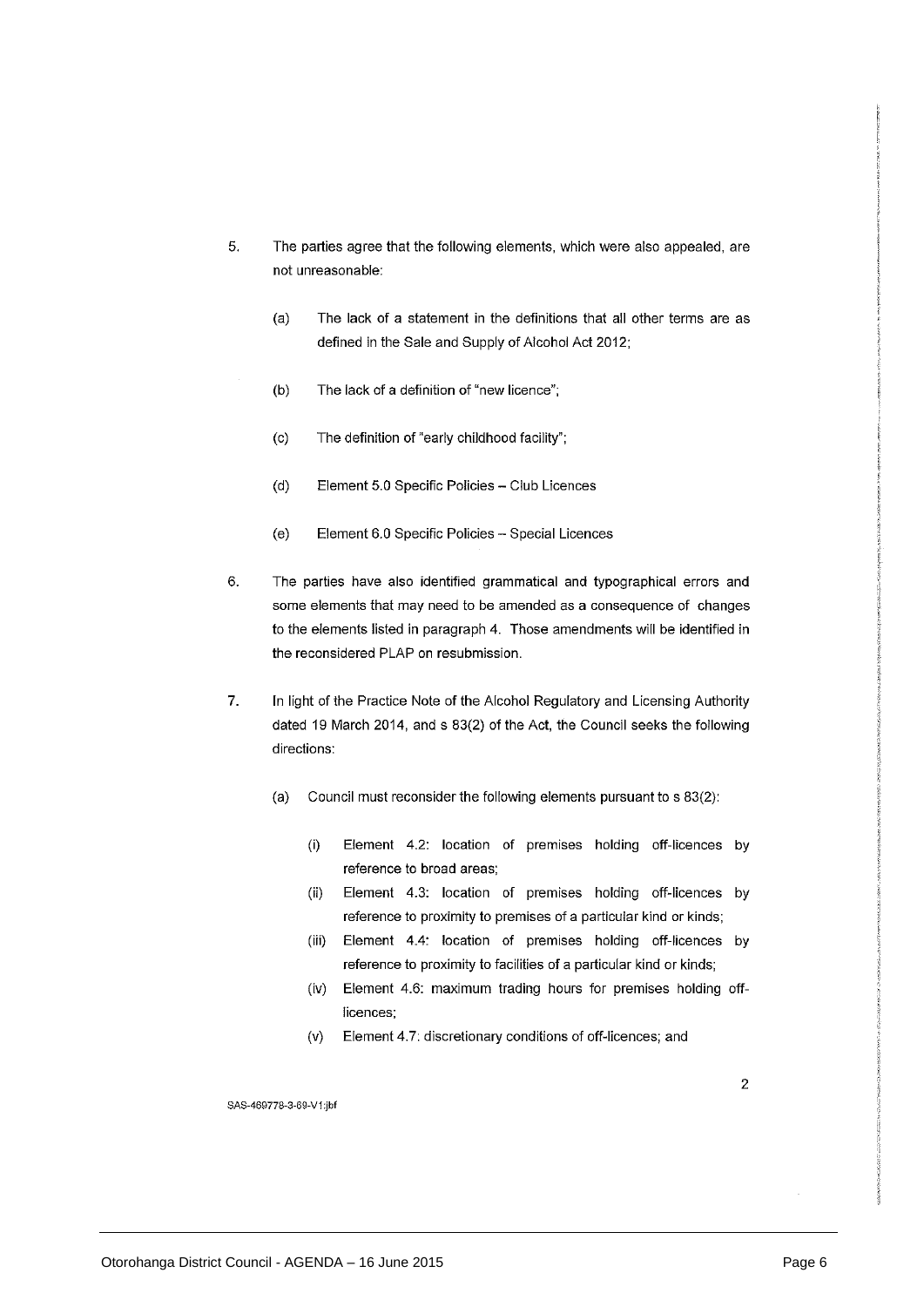5. The parties agree that the following elements, which were also appealed, are not unreasonable:

   (a) The lack of a statement in the definitions that all other terms are as defined in the Sale and Supply of Alcohol Act 2012;

   (b) The lack of a definition of "new licence";

   (c) The definition of "early childhood facility";

   (d) Element 5.0 Specific Policies – Club Licences

   (e) Element 6.0 Specific Policies – Special Licences

6. The parties have also identified grammatical and typographical errors and some elements that may need to be amended as a consequence of changes to the elements listed in paragraph 4. Those amendments will be identified in the reconsidered PLAP on resubmission.

7. In light of the Practice Note of the Alcohol Regulatory and Licensing Authority dated 19 March 2014, and s 83(2) of the Act, the Council seeks the following directions:

   (a) Council must reconsider the following elements pursuant to s 83(2):

      (i) Element 4.2: location of premises holding off-licences by reference to broad areas;
      (ii) Element 4.3: location of premises holding off-licences by reference to proximity to premises of a particular kind or kinds;
      (iii) Element 4.4: location of premises holding off-licences by reference to proximity to facilities of a particular kind or kinds;
      (iv) Element 4.6: maximum trading hours for premises holding off-licences;
      (v) Element 4.7: discretionary conditions of off-licences; and

SAS-469778-3-69-V1:jbf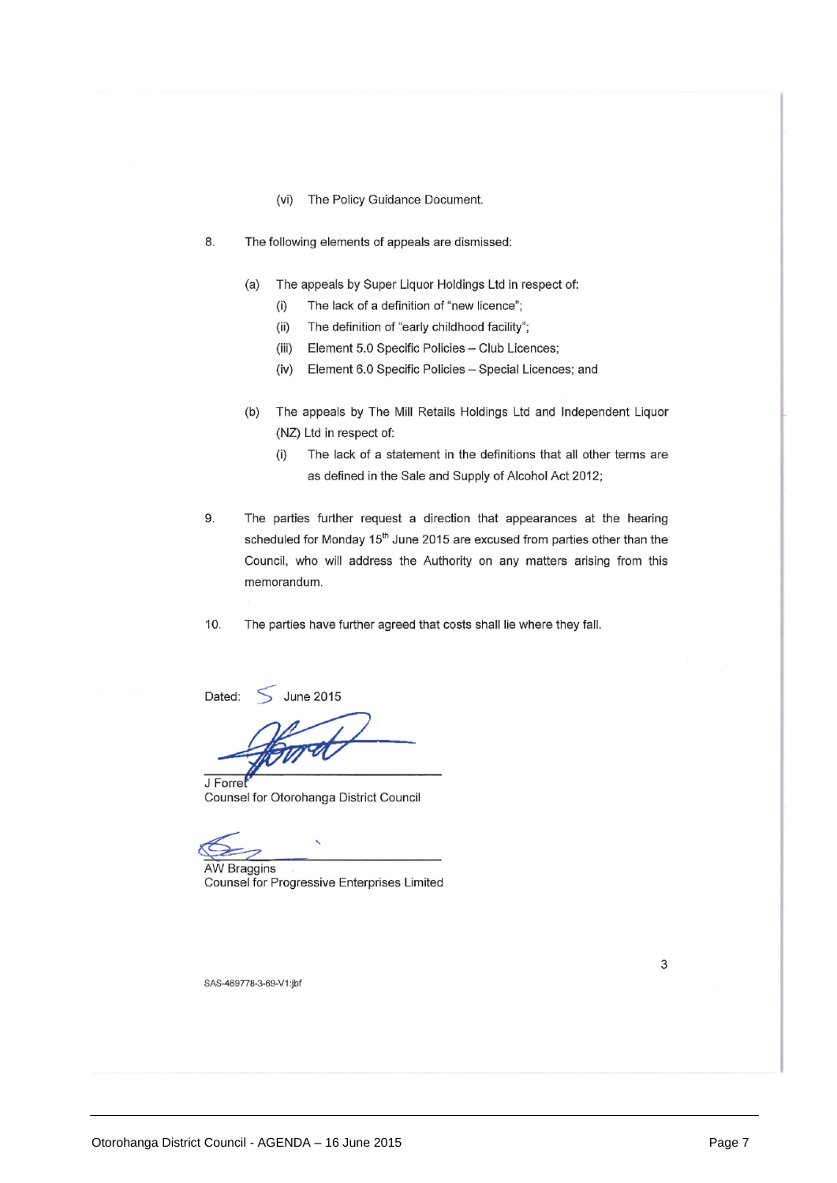(vi) The Policy Guidance Document.

8. The following elements of appeals are dismissed:

   (a) The appeals by Super Liquor Holdings Ltd in respect of:

      (i) The lack of a definition of "new licence";

      (ii) The definition of "early childhood facility";

      (iii) Element 5.0 Specific Policies – Club Licences;

      (iv) Element 6.0 Specific Policies – Special Licences; and

   (b) The appeals by The Mill Retails Holdings Ltd and Independent Liquor (NZ) Ltd in respect of:

      (i) The lack of a statement in the definitions that all other terms are as defined in the Sale and Supply of Alcohol Act 2012;

9. The parties further request a direction that appearances at the hearing scheduled for Monday 15th June 2015 are excused from parties other than the Council, who will address the Authority on any matters arising from this memorandum.

10. The parties have further agreed that costs shall lie where they fall.

Dated: 5 June 2015

J Forret
Counsel for Otorohanga District Council

AW Braggins
Counsel for Progressive Enterprises Limited

SAS-469778-3-69-V1:jbf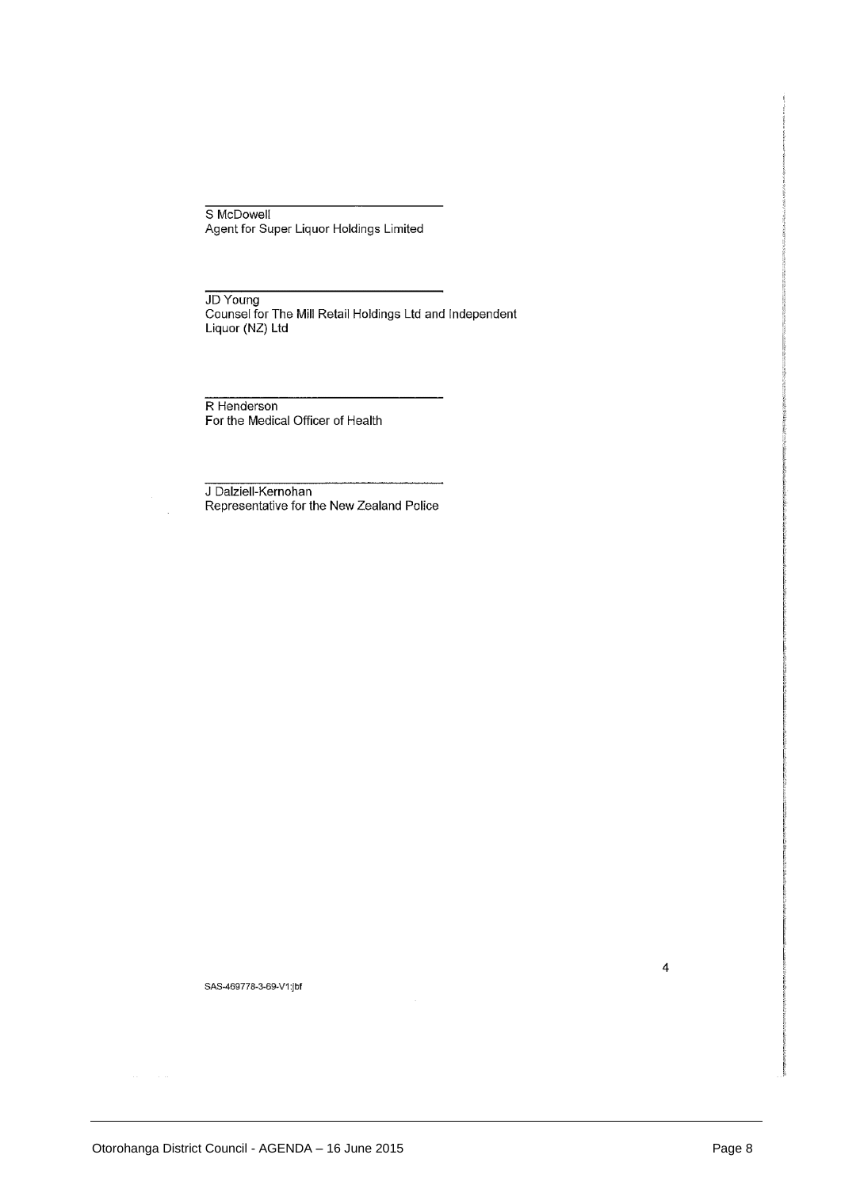\_\_\_\_\_\_\_\_\_\_\_\_\_\_\_\_\_\_\_\_\_\_\_\_\_\_\_\_\_\_\_\_

S McDowell
Agent for Super Liquor Holdings Limited

\_\_\_\_\_\_\_\_\_\_\_\_\_\_\_\_\_\_\_\_\_\_\_\_\_\_\_\_\_\_\_\_

JD Young
Counsel for The Mill Retail Holdings Ltd and Independent Liquor (NZ) Ltd

\_\_\_\_\_\_\_\_\_\_\_\_\_\_\_\_\_\_\_\_\_\_\_\_\_\_\_\_\_\_\_\_

R Henderson
For the Medical Officer of Health

\_\_\_\_\_\_\_\_\_\_\_\_\_\_\_\_\_\_\_\_\_\_\_\_\_\_\_\_\_\_\_\_

J Dalziell-Kernohan
Representative for the New Zealand Police

SAS-469778-3-69-V1:jbf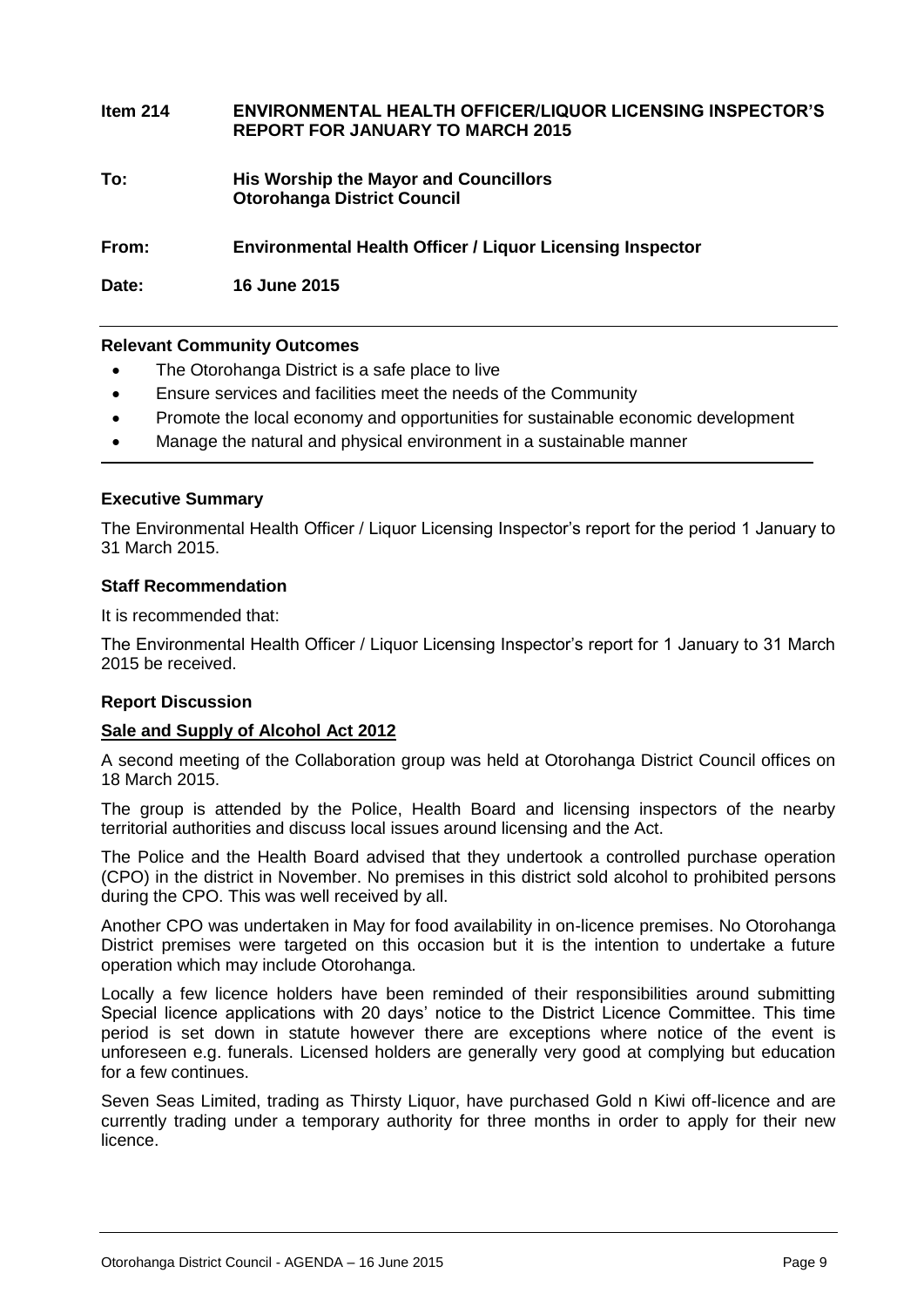**Item 214 ENVIRONMENTAL HEALTH OFFICER/LIQUOR LICENSING INSPECTOR'S REPORT FOR JANUARY TO MARCH 2015**

**To: His Worship the Mayor and Councillors**
**Otorohanga District Council**

**From: Environmental Health Officer / Liquor Licensing Inspector**

**Date: 16 June 2015**

---

**Relevant Community Outcomes**

- The Otorohanga District is a safe place to live
- Ensure services and facilities meet the needs of the Community
- Promote the local economy and opportunities for sustainable economic development
- Manage the natural and physical environment in a sustainable manner

---

**Executive Summary**

The Environmental Health Officer / Liquor Licensing Inspector's report for the period 1 January to 31 March 2015.

**Staff Recommendation**

It is recommended that:

The Environmental Health Officer / Liquor Licensing Inspector's report for 1 January to 31 March 2015 be received.

**Report Discussion**

**Sale and Supply of Alcohol Act 2012**

A second meeting of the Collaboration group was held at Otorohanga District Council offices on 18 March 2015.

The group is attended by the Police, Health Board and licensing inspectors of the nearby territorial authorities and discuss local issues around licensing and the Act.

The Police and the Health Board advised that they undertook a controlled purchase operation (CPO) in the district in November. No premises in this district sold alcohol to prohibited persons during the CPO. This was well received by all.

Another CPO was undertaken in May for food availability in on-licence premises. No Otorohanga District premises were targeted on this occasion but it is the intention to undertake a future operation which may include Otorohanga.

Locally a few licence holders have been reminded of their responsibilities around submitting Special licence applications with 20 days' notice to the District Licence Committee. This time period is set down in statute however there are exceptions where notice of the event is unforeseen e.g. funerals. Licensed holders are generally very good at complying but education for a few continues.

Seven Seas Limited, trading as Thirsty Liquor, have purchased Gold n Kiwi off-licence and are currently trading under a temporary authority for three months in order to apply for their new licence.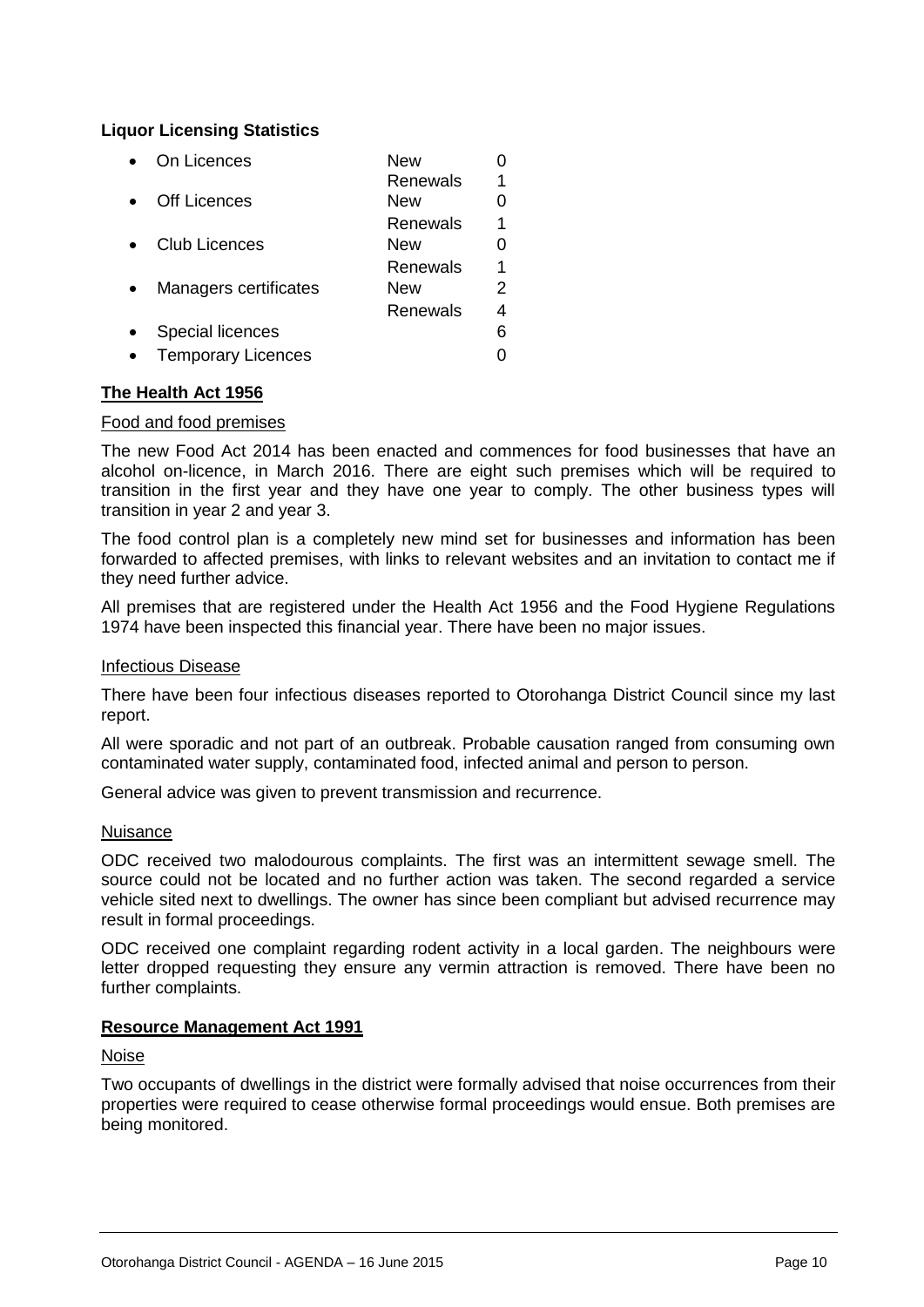**Liquor Licensing Statistics**

| | | |
|---|---|---|
| • On Licences | New | 0 |
| | Renewals | 1 |
| • Off Licences | New | 0 |
| | Renewals | 1 |
| • Club Licences | New | 0 |
| | Renewals | 1 |
| • Managers certificates | New | 2 |
| | Renewals | 4 |
| • Special licences | | 6 |
| • Temporary Licences | | 0 |

**The Health Act 1956**

Food and food premises

The new Food Act 2014 has been enacted and commences for food businesses that have an alcohol on-licence, in March 2016. There are eight such premises which will be required to transition in the first year and they have one year to comply. The other business types will transition in year 2 and year 3.

The food control plan is a completely new mind set for businesses and information has been forwarded to affected premises, with links to relevant websites and an invitation to contact me if they need further advice.

All premises that are registered under the Health Act 1956 and the Food Hygiene Regulations 1974 have been inspected this financial year. There have been no major issues.

Infectious Disease

There have been four infectious diseases reported to Otorohanga District Council since my last report.

All were sporadic and not part of an outbreak. Probable causation ranged from consuming own contaminated water supply, contaminated food, infected animal and person to person.

General advice was given to prevent transmission and recurrence.

Nuisance

ODC received two malodourous complaints. The first was an intermittent sewage smell. The source could not be located and no further action was taken. The second regarded a service vehicle sited next to dwellings. The owner has since been compliant but advised recurrence may result in formal proceedings.

ODC received one complaint regarding rodent activity in a local garden. The neighbours were letter dropped requesting they ensure any vermin attraction is removed. There have been no further complaints.

**Resource Management Act 1991**

Noise

Two occupants of dwellings in the district were formally advised that noise occurrences from their properties were required to cease otherwise formal proceedings would ensue. Both premises are being monitored.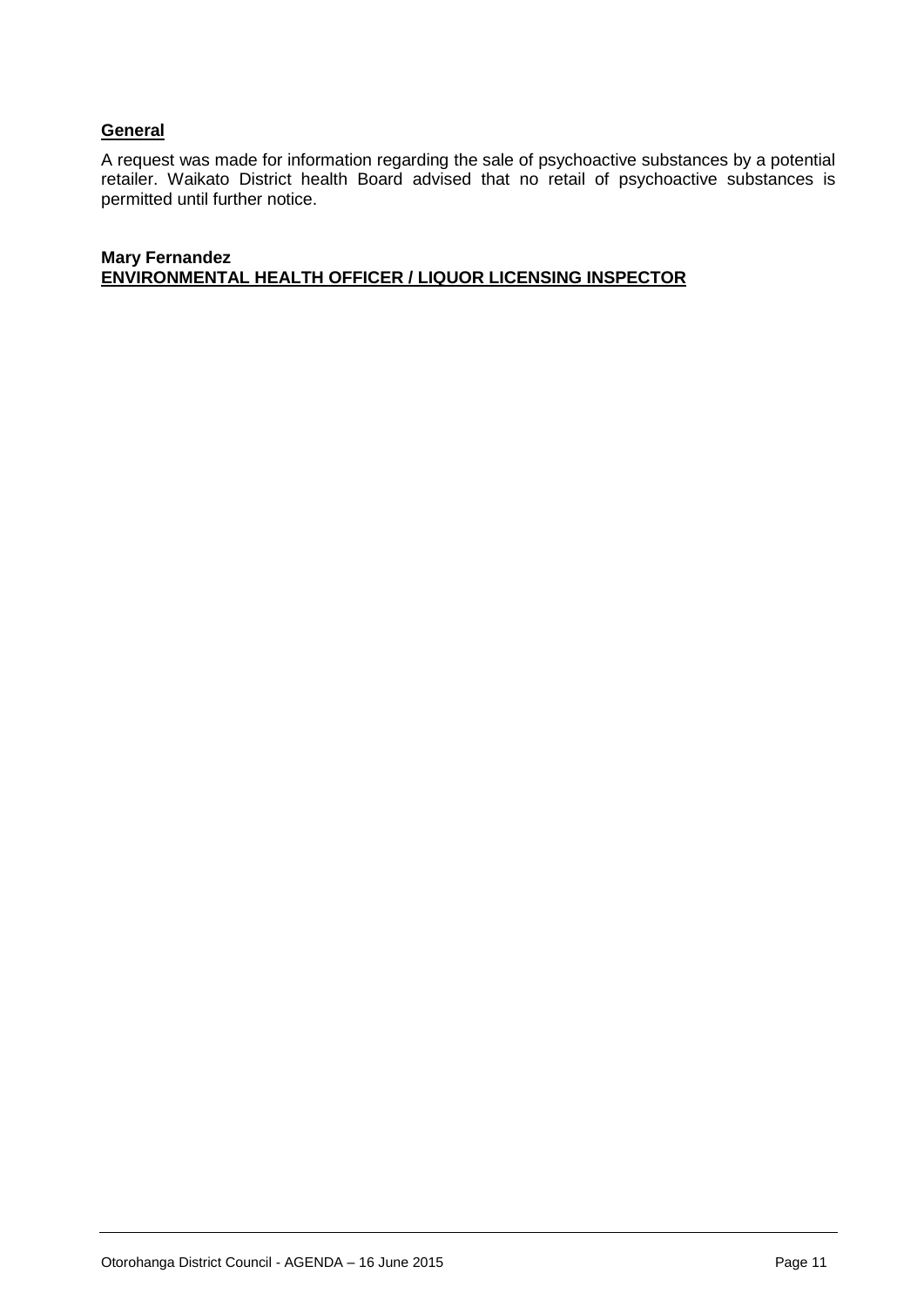**General**

A request was made for information regarding the sale of psychoactive substances by a potential retailer. Waikato District health Board advised that no retail of psychoactive substances is permitted until further notice.

**Mary Fernandez**
**ENVIRONMENTAL HEALTH OFFICER / LIQUOR LICENSING INSPECTOR**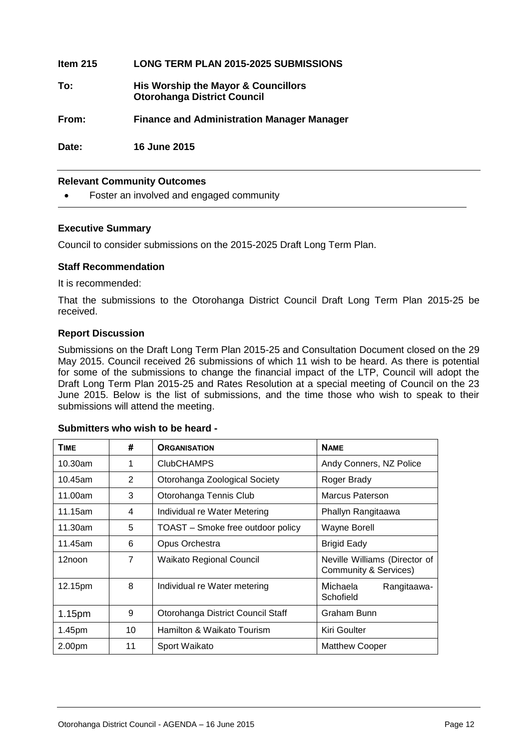**Item 215 LONG TERM PLAN 2015-2025 SUBMISSIONS**

**To: His Worship the Mayor & Councillors**
**Otorohanga District Council**

**From: Finance and Administration Manager Manager**

**Date: 16 June 2015**

### Relevant Community Outcomes

- Foster an involved and engaged community

### Executive Summary

Council to consider submissions on the 2015-2025 Draft Long Term Plan.

### Staff Recommendation

It is recommended:

That the submissions to the Otorohanga District Council Draft Long Term Plan 2015-25 be received.

### Report Discussion

Submissions on the Draft Long Term Plan 2015-25 and Consultation Document closed on the 29 May 2015. Council received 26 submissions of which 11 wish to be heard. As there is potential for some of the submissions to change the financial impact of the LTP, Council will adopt the Draft Long Term Plan 2015-25 and Rates Resolution at a special meeting of Council on the 23 June 2015. Below is the list of submissions, and the time those who wish to speak to their submissions will attend the meeting.

### Submitters who wish to be heard -

| TIME | # | ORGANISATION | NAME |
|---|---|---|---|
| 10.30am | 1 | ClubCHAMPS | Andy Conners, NZ Police |
| 10.45am | 2 | Otorohanga Zoological Society | Roger Brady |
| 11.00am | 3 | Otorohanga Tennis Club | Marcus Paterson |
| 11.15am | 4 | Individual re Water Metering | Phallyn Rangitaawa |
| 11.30am | 5 | TOAST – Smoke free outdoor policy | Wayne Borell |
| 11.45am | 6 | Opus Orchestra | Brigid Eady |
| 12noon | 7 | Waikato Regional Council | Neville Williams (Director of Community & Services) |
| 12.15pm | 8 | Individual re Water metering | Michaela Rangitaawa-Schofield |
| 1.15pm | 9 | Otorohanga District Council Staff | Graham Bunn |
| 1.45pm | 10 | Hamilton & Waikato Tourism | Kiri Goulter |
| 2.00pm | 11 | Sport Waikato | Matthew Cooper |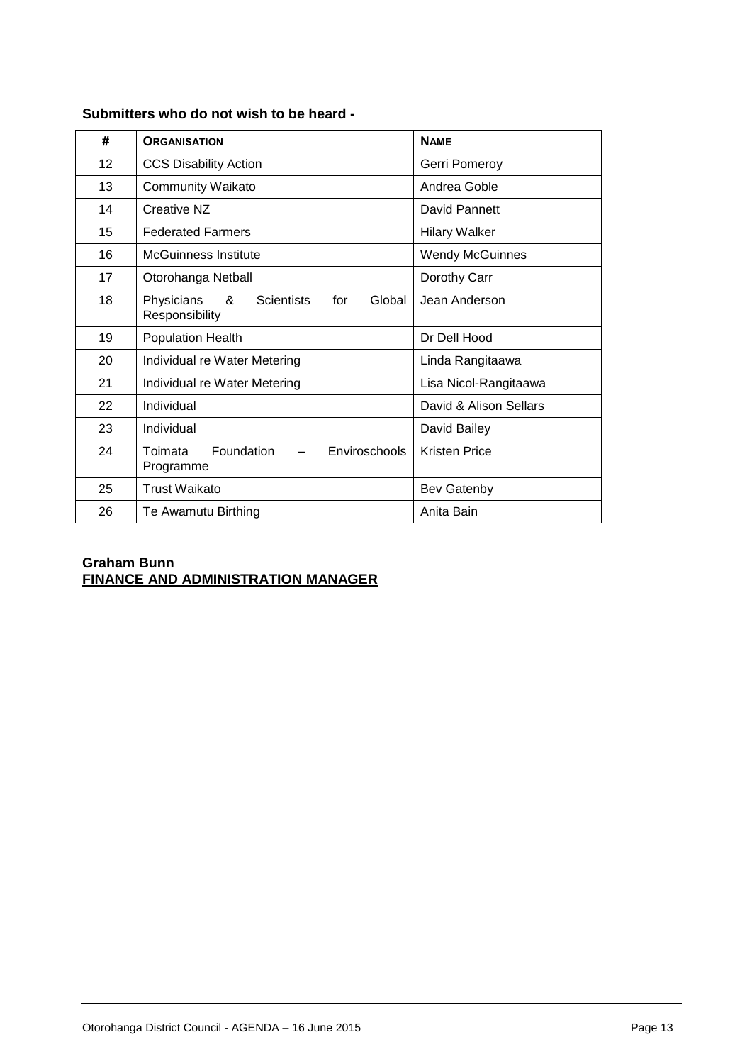**Submitters who do not wish to be heard -**

| # | ORGANISATION | NAME |
|---|---|---|
| 12 | CCS Disability Action | Gerri Pomeroy |
| 13 | Community Waikato | Andrea Goble |
| 14 | Creative NZ | David Pannett |
| 15 | Federated Farmers | Hilary Walker |
| 16 | McGuinness Institute | Wendy McGuinnes |
| 17 | Otorohanga Netball | Dorothy Carr |
| 18 | Physicians & Scientists for Global Responsibility | Jean Anderson |
| 19 | Population Health | Dr Dell Hood |
| 20 | Individual re Water Metering | Linda Rangitaawa |
| 21 | Individual re Water Metering | Lisa Nicol-Rangitaawa |
| 22 | Individual | David & Alison Sellars |
| 23 | Individual | David Bailey |
| 24 | Toimata Foundation – Enviroschools Programme | Kristen Price |
| 25 | Trust Waikato | Bev Gatenby |
| 26 | Te Awamutu Birthing | Anita Bain |

**Graham Bunn**
**FINANCE AND ADMINISTRATION MANAGER**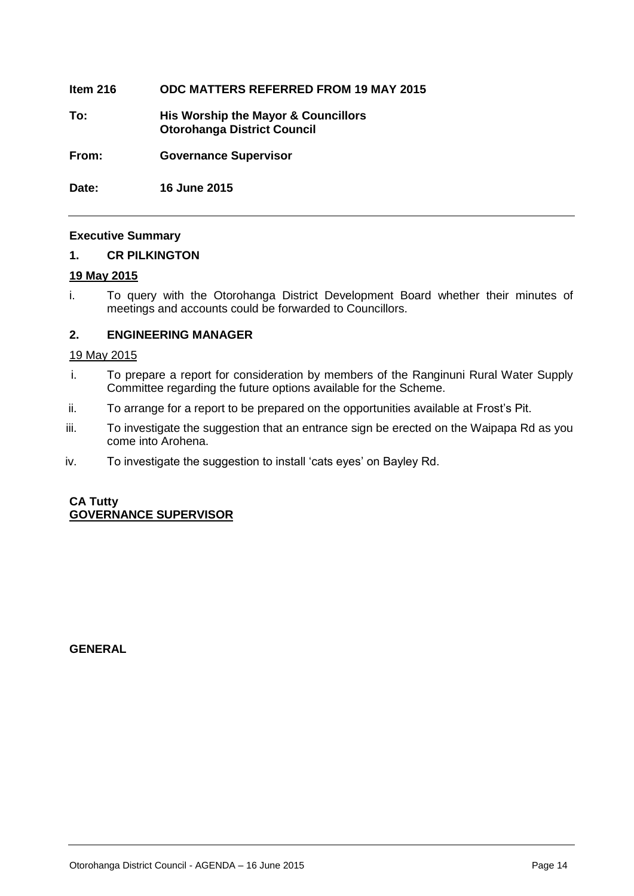**Item 216 ODC MATTERS REFERRED FROM 19 MAY 2015**

**To: His Worship the Mayor & Councillors**
**Otorohanga District Council**

**From: Governance Supervisor**

**Date: 16 June 2015**

---

**Executive Summary**

**1. CR PILKINGTON**

**19 May 2015**

i. To query with the Otorohanga District Development Board whether their minutes of meetings and accounts could be forwarded to Councillors.

**2. ENGINEERING MANAGER**

19 May 2015

i. To prepare a report for consideration by members of the Ranginuni Rural Water Supply Committee regarding the future options available for the Scheme.

ii. To arrange for a report to be prepared on the opportunities available at Frost's Pit.

iii. To investigate the suggestion that an entrance sign be erected on the Waipapa Rd as you come into Arohena.

iv. To investigate the suggestion to install 'cats eyes' on Bayley Rd.

**CA Tutty**
**GOVERNANCE SUPERVISOR**

**GENERAL**